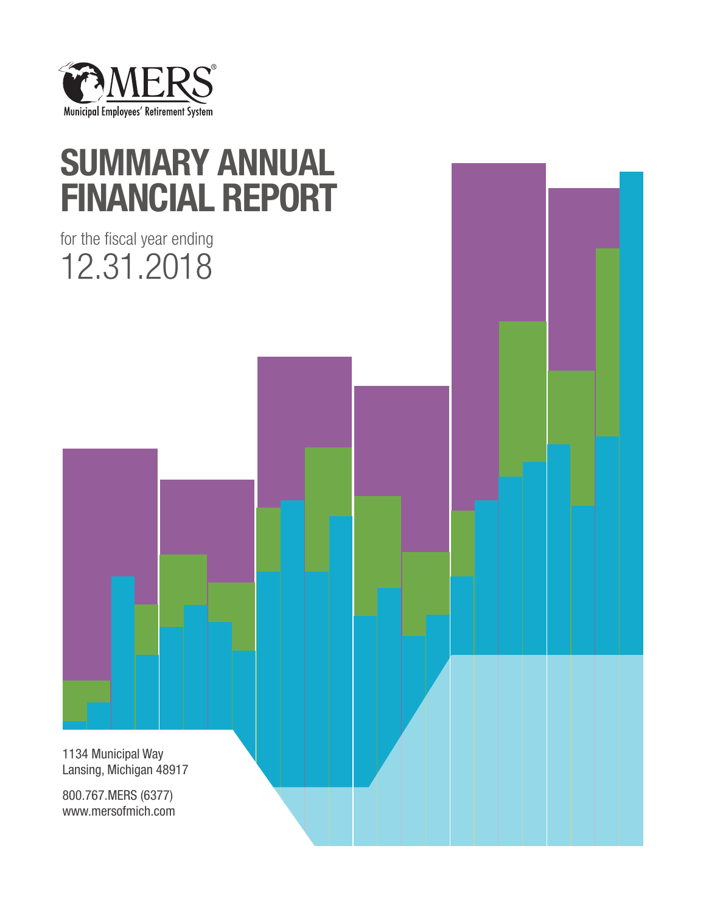MERS®

Municipal Employees' Retirement System

# SUMMARY ANNUAL FINANCIAL REPORT

for the fiscal year ending

12.31.2018

1134 Municipal Way
Lansing, Michigan 48917

800.767.MERS (6377)
www.mersofmich.com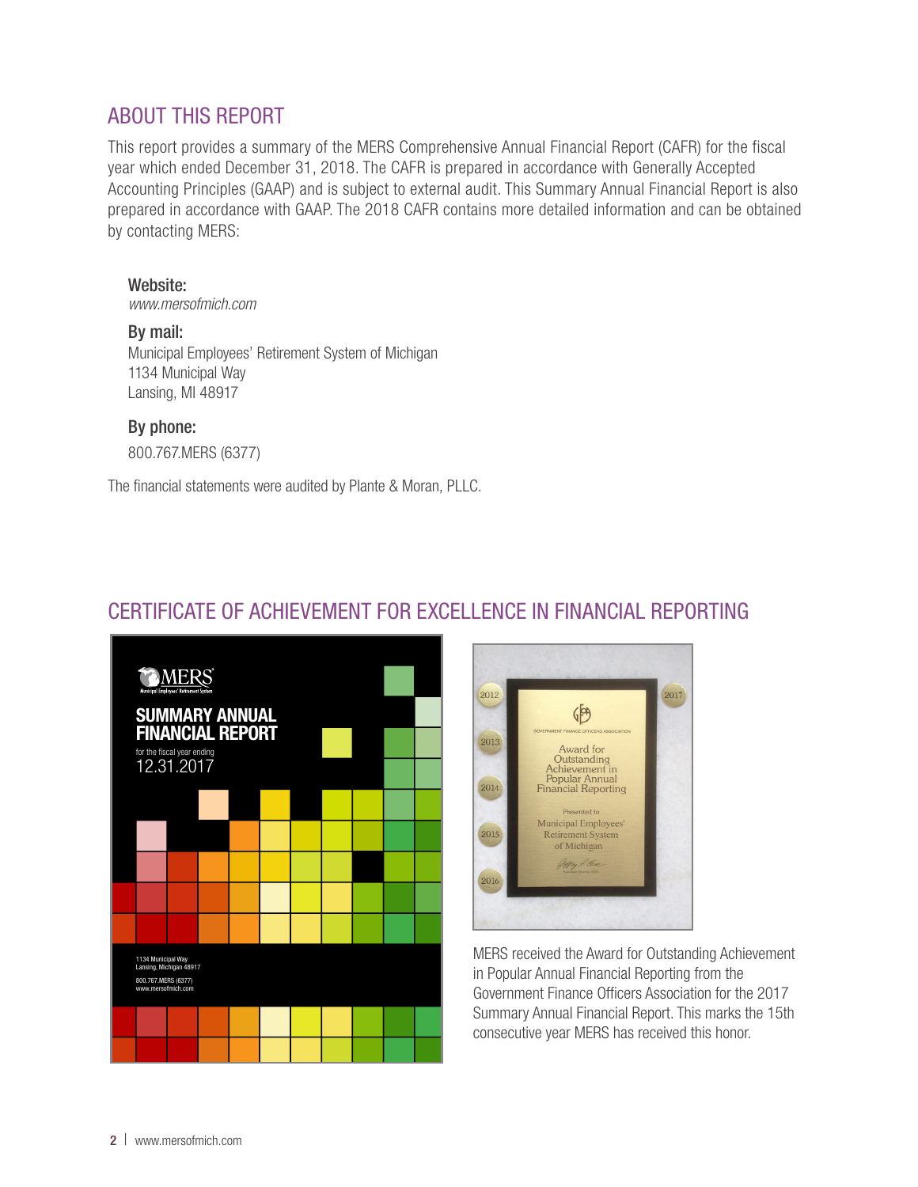## ABOUT THIS REPORT

This report provides a summary of the MERS Comprehensive Annual Financial Report (CAFR) for the fiscal year which ended December 31, 2018. The CAFR is prepared in accordance with Generally Accepted Accounting Principles (GAAP) and is subject to external audit. This Summary Annual Financial Report is also prepared in accordance with GAAP. The 2018 CAFR contains more detailed information and can be obtained by contacting MERS:

**Website:**
*www.mersofmich.com*

**By mail:**
Municipal Employees' Retirement System of Michigan
1134 Municipal Way
Lansing, MI 48917

**By phone:**
800.767.MERS (6377)

The financial statements were audited by Plante & Moran, PLLC.

## CERTIFICATE OF ACHIEVEMENT FOR EXCELLENCE IN FINANCIAL REPORTING

MERS received the Award for Outstanding Achievement in Popular Annual Financial Reporting from the Government Finance Officers Association for the 2017 Summary Annual Financial Report. This marks the 15th consecutive year MERS has received this honor.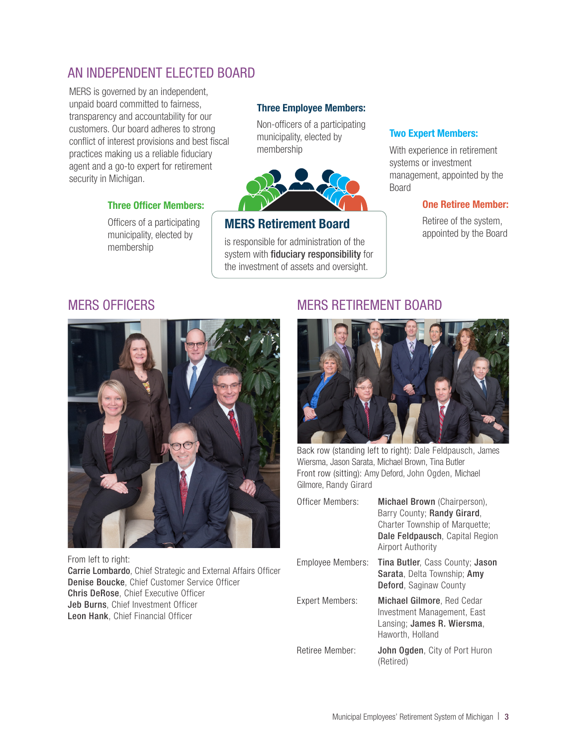## AN INDEPENDENT ELECTED BOARD

MERS is governed by an independent, unpaid board committed to fairness, transparency and accountability for our customers. Our board adheres to strong conflict of interest provisions and best fiscal practices making us a reliable fiduciary agent and a go-to expert for retirement security in Michigan.

**Three Officer Members:**

Officers of a participating municipality, elected by membership

**Three Employee Members:**

Non-officers of a participating municipality, elected by membership

**MERS Retirement Board**

is responsible for administration of the system with **fiduciary responsibility** for the investment of assets and oversight.

**Two Expert Members:**

With experience in retirement systems or investment management, appointed by the Board

**One Retiree Member:**

Retiree of the system, appointed by the Board

## MERS OFFICERS

From left to right:
**Carrie Lombardo**, Chief Strategic and External Affairs Officer
**Denise Boucke**, Chief Customer Service Officer
**Chris DeRose**, Chief Executive Officer
**Jeb Burns**, Chief Investment Officer
**Leon Hank**, Chief Financial Officer

## MERS RETIREMENT BOARD

Back row (standing left to right): Dale Feldpausch, James Wiersma, Jason Sarata, Michael Brown, Tina Butler
Front row (sitting): Amy Deford, John Ogden, Michael Gilmore, Randy Girard

| | |
|---|---|
| Officer Members: | **Michael Brown** (Chairperson), Barry County; **Randy Girard**, Charter Township of Marquette; **Dale Feldpausch**, Capital Region Airport Authority |
| Employee Members: | **Tina Butler**, Cass County; **Jason Sarata**, Delta Township; **Amy Deford**, Saginaw County |
| Expert Members: | **Michael Gilmore**, Red Cedar Investment Management, East Lansing; **James R. Wiersma**, Haworth, Holland |
| Retiree Member: | **John Ogden**, City of Port Huron (Retired) |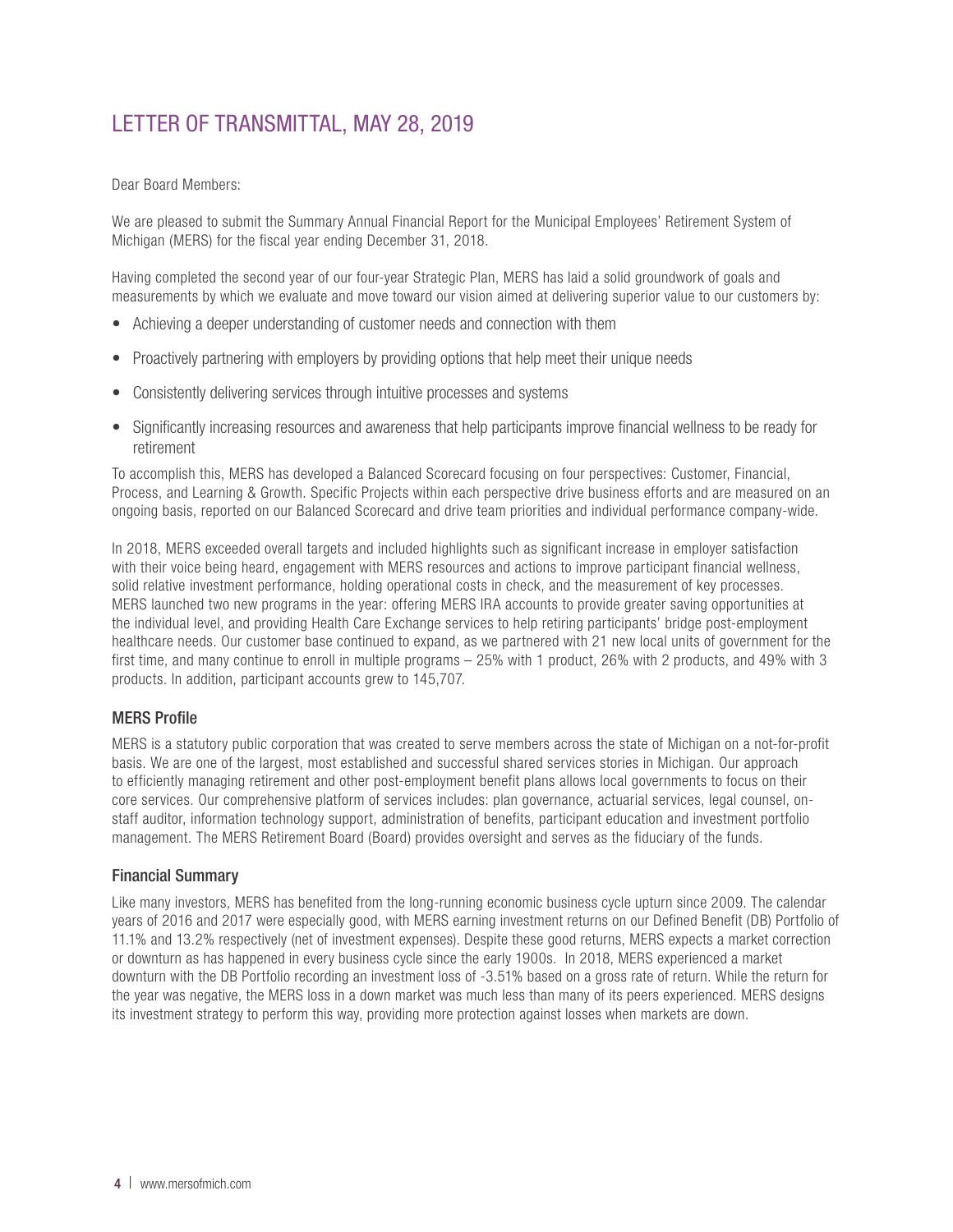# LETTER OF TRANSMITTAL, MAY 28, 2019

Dear Board Members:

We are pleased to submit the Summary Annual Financial Report for the Municipal Employees' Retirement System of Michigan (MERS) for the fiscal year ending December 31, 2018.

Having completed the second year of our four-year Strategic Plan, MERS has laid a solid groundwork of goals and measurements by which we evaluate and move toward our vision aimed at delivering superior value to our customers by:

- Achieving a deeper understanding of customer needs and connection with them
- Proactively partnering with employers by providing options that help meet their unique needs
- Consistently delivering services through intuitive processes and systems
- Significantly increasing resources and awareness that help participants improve financial wellness to be ready for retirement

To accomplish this, MERS has developed a Balanced Scorecard focusing on four perspectives: Customer, Financial, Process, and Learning & Growth. Specific Projects within each perspective drive business efforts and are measured on an ongoing basis, reported on our Balanced Scorecard and drive team priorities and individual performance company-wide.

In 2018, MERS exceeded overall targets and included highlights such as significant increase in employer satisfaction with their voice being heard, engagement with MERS resources and actions to improve participant financial wellness, solid relative investment performance, holding operational costs in check, and the measurement of key processes. MERS launched two new programs in the year: offering MERS IRA accounts to provide greater saving opportunities at the individual level, and providing Health Care Exchange services to help retiring participants' bridge post-employment healthcare needs. Our customer base continued to expand, as we partnered with 21 new local units of government for the first time, and many continue to enroll in multiple programs – 25% with 1 product, 26% with 2 products, and 49% with 3 products. In addition, participant accounts grew to 145,707.

## MERS Profile

MERS is a statutory public corporation that was created to serve members across the state of Michigan on a not-for-profit basis. We are one of the largest, most established and successful shared services stories in Michigan. Our approach to efficiently managing retirement and other post-employment benefit plans allows local governments to focus on their core services. Our comprehensive platform of services includes: plan governance, actuarial services, legal counsel, on-staff auditor, information technology support, administration of benefits, participant education and investment portfolio management. The MERS Retirement Board (Board) provides oversight and serves as the fiduciary of the funds.

## Financial Summary

Like many investors, MERS has benefited from the long-running economic business cycle upturn since 2009. The calendar years of 2016 and 2017 were especially good, with MERS earning investment returns on our Defined Benefit (DB) Portfolio of 11.1% and 13.2% respectively (net of investment expenses). Despite these good returns, MERS expects a market correction or downturn as has happened in every business cycle since the early 1900s. In 2018, MERS experienced a market downturn with the DB Portfolio recording an investment loss of -3.51% based on a gross rate of return. While the return for the year was negative, the MERS loss in a down market was much less than many of its peers experienced. MERS designs its investment strategy to perform this way, providing more protection against losses when markets are down.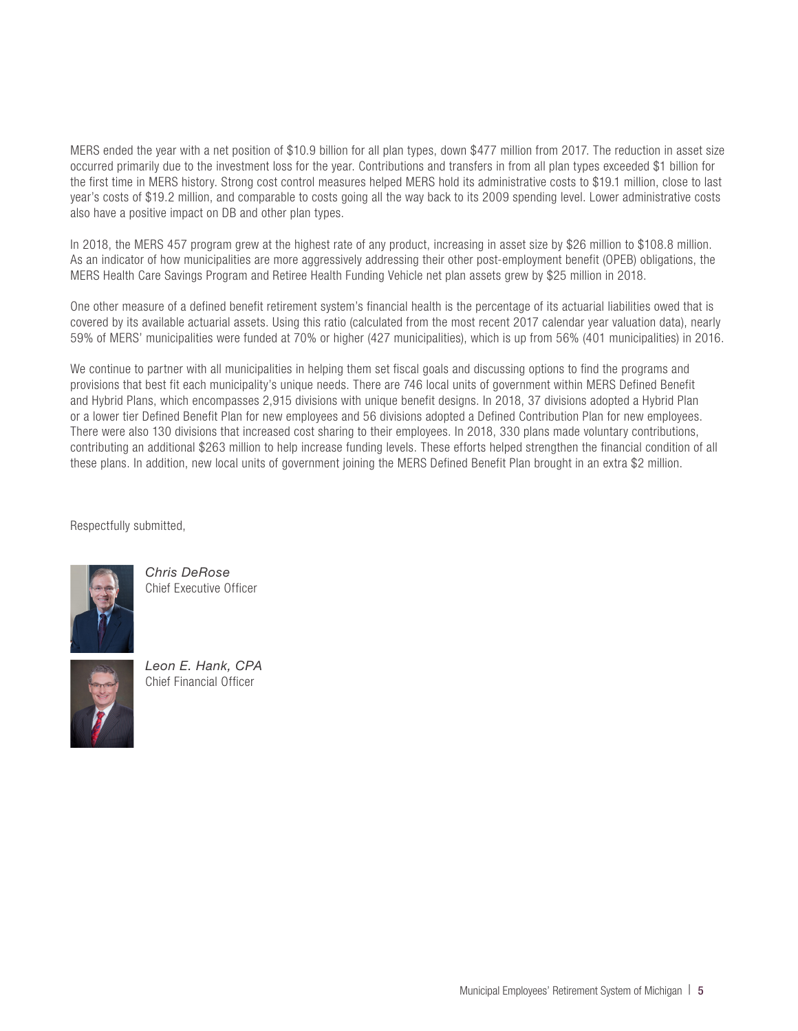MERS ended the year with a net position of $10.9 billion for all plan types, down $477 million from 2017. The reduction in asset size occurred primarily due to the investment loss for the year. Contributions and transfers in from all plan types exceeded $1 billion for the first time in MERS history. Strong cost control measures helped MERS hold its administrative costs to $19.1 million, close to last year's costs of $19.2 million, and comparable to costs going all the way back to its 2009 spending level. Lower administrative costs also have a positive impact on DB and other plan types.

In 2018, the MERS 457 program grew at the highest rate of any product, increasing in asset size by $26 million to $108.8 million. As an indicator of how municipalities are more aggressively addressing their other post-employment benefit (OPEB) obligations, the MERS Health Care Savings Program and Retiree Health Funding Vehicle net plan assets grew by $25 million in 2018.

One other measure of a defined benefit retirement system's financial health is the percentage of its actuarial liabilities owed that is covered by its available actuarial assets. Using this ratio (calculated from the most recent 2017 calendar year valuation data), nearly 59% of MERS' municipalities were funded at 70% or higher (427 municipalities), which is up from 56% (401 municipalities) in 2016.

We continue to partner with all municipalities in helping them set fiscal goals and discussing options to find the programs and provisions that best fit each municipality's unique needs. There are 746 local units of government within MERS Defined Benefit and Hybrid Plans, which encompasses 2,915 divisions with unique benefit designs. In 2018, 37 divisions adopted a Hybrid Plan or a lower tier Defined Benefit Plan for new employees and 56 divisions adopted a Defined Contribution Plan for new employees. There were also 130 divisions that increased cost sharing to their employees. In 2018, 330 plans made voluntary contributions, contributing an additional $263 million to help increase funding levels. These efforts helped strengthen the financial condition of all these plans. In addition, new local units of government joining the MERS Defined Benefit Plan brought in an extra $2 million.

Respectfully submitted,

*Chris DeRose*
Chief Executive Officer

*Leon E. Hank, CPA*
Chief Financial Officer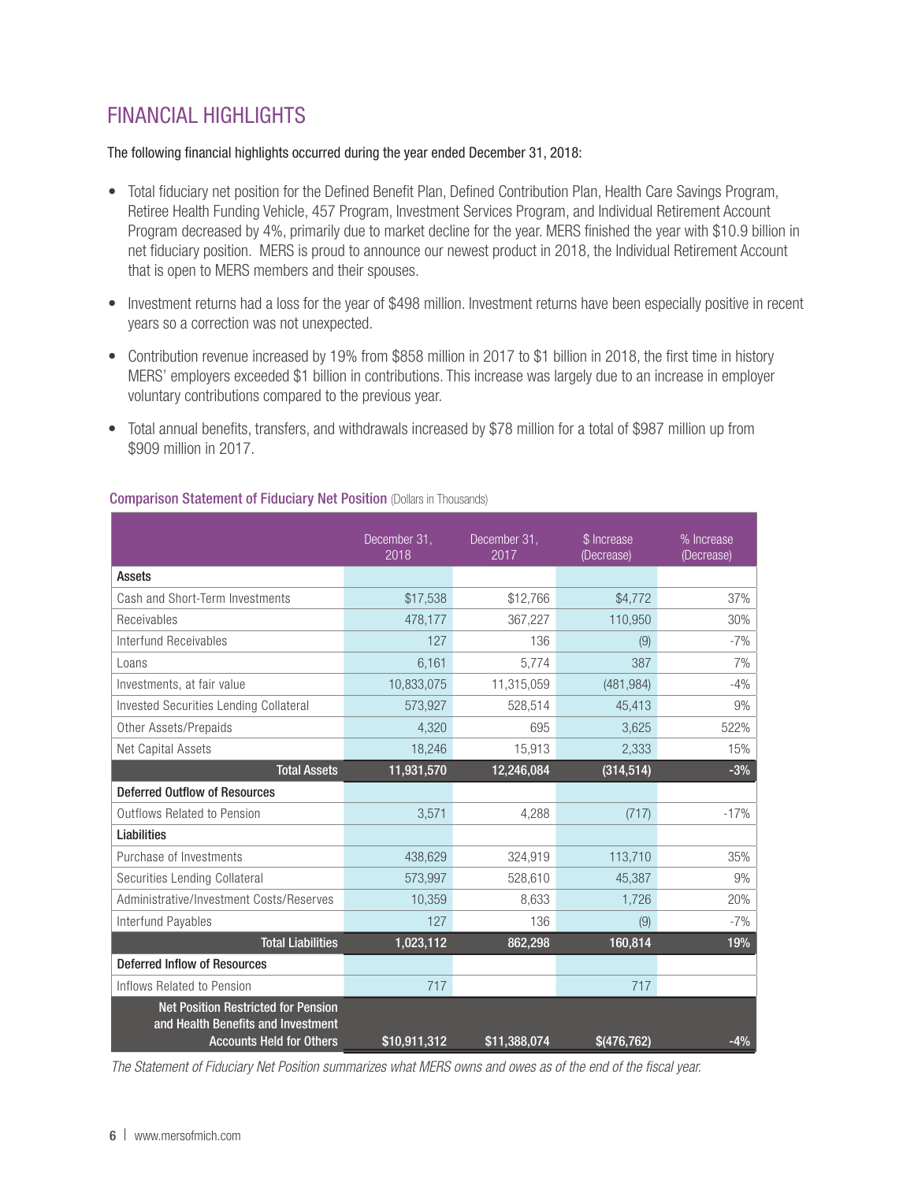# FINANCIAL HIGHLIGHTS

The following financial highlights occurred during the year ended December 31, 2018:

- Total fiduciary net position for the Defined Benefit Plan, Defined Contribution Plan, Health Care Savings Program, Retiree Health Funding Vehicle, 457 Program, Investment Services Program, and Individual Retirement Account Program decreased by 4%, primarily due to market decline for the year. MERS finished the year with $10.9 billion in net fiduciary position. MERS is proud to announce our newest product in 2018, the Individual Retirement Account that is open to MERS members and their spouses.
- Investment returns had a loss for the year of $498 million. Investment returns have been especially positive in recent years so a correction was not unexpected.
- Contribution revenue increased by 19% from $858 million in 2017 to $1 billion in 2018, the first time in history MERS' employers exceeded $1 billion in contributions. This increase was largely due to an increase in employer voluntary contributions compared to the previous year.
- Total annual benefits, transfers, and withdrawals increased by $78 million for a total of $987 million up from $909 million in 2017.

**Comparison Statement of Fiduciary Net Position** (Dollars in Thousands)

| | December 31, 2018 | December 31, 2017 | $ Increase (Decrease) | % Increase (Decrease) |
|---|---|---|---|---|
| **Assets** | | | | |
| Cash and Short-Term Investments | $17,538 | $12,766 | $4,772 | 37% |
| Receivables | 478,177 | 367,227 | 110,950 | 30% |
| Interfund Receivables | 127 | 136 | (9) | -7% |
| Loans | 6,161 | 5,774 | 387 | 7% |
| Investments, at fair value | 10,833,075 | 11,315,059 | (481,984) | -4% |
| Invested Securities Lending Collateral | 573,927 | 528,514 | 45,413 | 9% |
| Other Assets/Prepaids | 4,320 | 695 | 3,625 | 522% |
| Net Capital Assets | 18,246 | 15,913 | 2,333 | 15% |
| **Total Assets** | **11,931,570** | **12,246,084** | **(314,514)** | **-3%** |
| **Deferred Outflow of Resources** | | | | |
| Outflows Related to Pension | 3,571 | 4,288 | (717) | -17% |
| **Liabilities** | | | | |
| Purchase of Investments | 438,629 | 324,919 | 113,710 | 35% |
| Securities Lending Collateral | 573,997 | 528,610 | 45,387 | 9% |
| Administrative/Investment Costs/Reserves | 10,359 | 8,633 | 1,726 | 20% |
| Interfund Payables | 127 | 136 | (9) | -7% |
| **Total Liabilities** | **1,023,112** | **862,298** | **160,814** | **19%** |
| **Deferred Inflow of Resources** | | | | |
| Inflows Related to Pension | 717 | | 717 | |
| **Net Position Restricted for Pension and Health Benefits and Investment Accounts Held for Others** | **$10,911,312** | **$11,388,074** | **$(476,762)** | **-4%** |

*The Statement of Fiduciary Net Position summarizes what MERS owns and owes as of the end of the fiscal year.*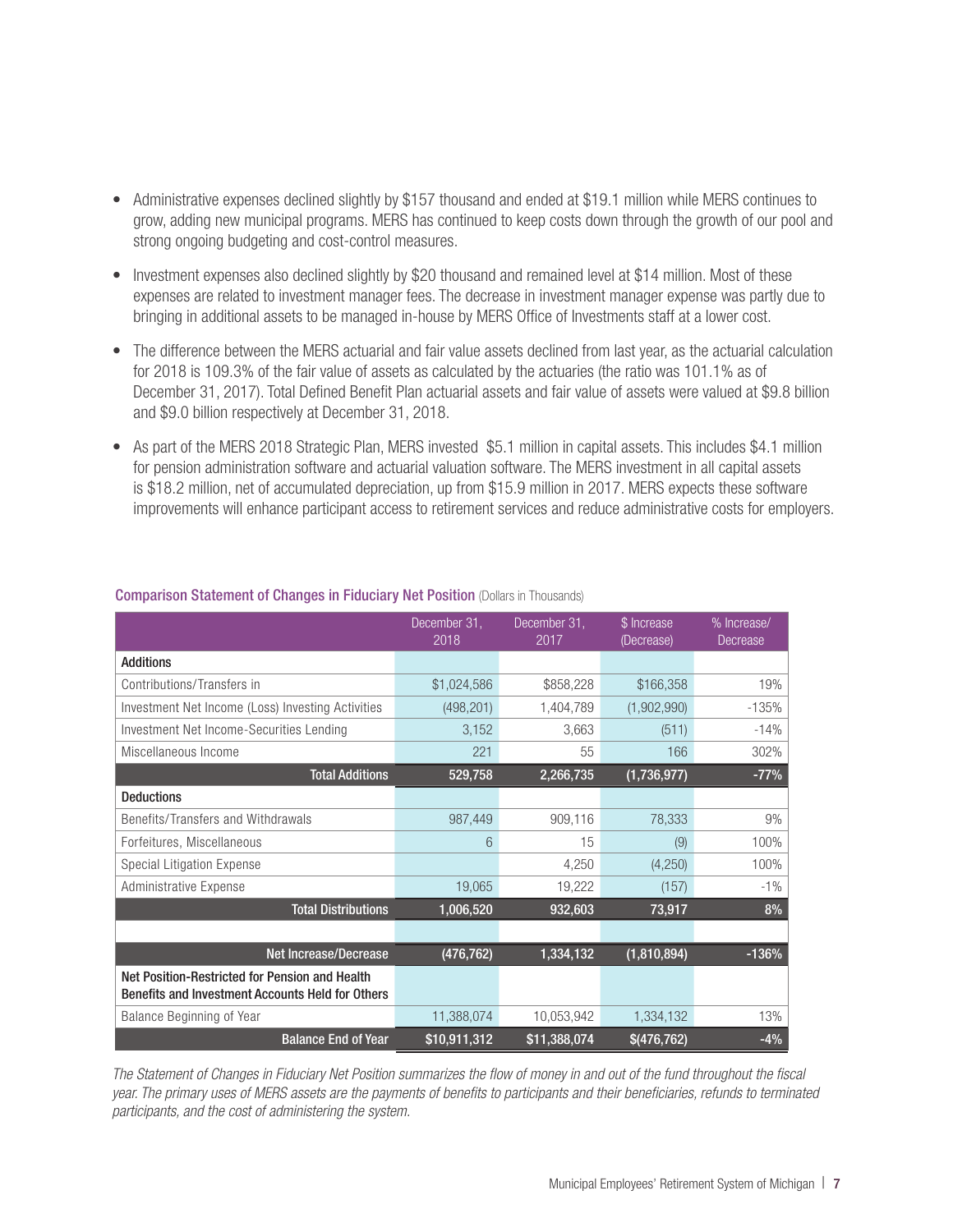- Administrative expenses declined slightly by $157 thousand and ended at $19.1 million while MERS continues to grow, adding new municipal programs. MERS has continued to keep costs down through the growth of our pool and strong ongoing budgeting and cost-control measures.
- Investment expenses also declined slightly by $20 thousand and remained level at $14 million. Most of these expenses are related to investment manager fees. The decrease in investment manager expense was partly due to bringing in additional assets to be managed in-house by MERS Office of Investments staff at a lower cost.
- The difference between the MERS actuarial and fair value assets declined from last year, as the actuarial calculation for 2018 is 109.3% of the fair value of assets as calculated by the actuaries (the ratio was 101.1% as of December 31, 2017). Total Defined Benefit Plan actuarial assets and fair value of assets were valued at $9.8 billion and $9.0 billion respectively at December 31, 2018.
- As part of the MERS 2018 Strategic Plan, MERS invested $5.1 million in capital assets. This includes $4.1 million for pension administration software and actuarial valuation software. The MERS investment in all capital assets is $18.2 million, net of accumulated depreciation, up from $15.9 million in 2017. MERS expects these software improvements will enhance participant access to retirement services and reduce administrative costs for employers.

**Comparison Statement of Changes in Fiduciary Net Position** (Dollars in Thousands)

| | December 31, 2018 | December 31, 2017 | $ Increase (Decrease) | % Increase/ Decrease |
|---|---|---|---|---|
| **Additions** | | | | |
| Contributions/Transfers in | $1,024,586 | $858,228 | $166,358 | 19% |
| Investment Net Income (Loss) Investing Activities | (498,201) | 1,404,789 | (1,902,990) | -135% |
| Investment Net Income-Securities Lending | 3,152 | 3,663 | (511) | -14% |
| Miscellaneous Income | 221 | 55 | 166 | 302% |
| **Total Additions** | **529,758** | **2,266,735** | **(1,736,977)** | **-77%** |
| **Deductions** | | | | |
| Benefits/Transfers and Withdrawals | 987,449 | 909,116 | 78,333 | 9% |
| Forfeitures, Miscellaneous | 6 | 15 | (9) | 100% |
| Special Litigation Expense | | 4,250 | (4,250) | 100% |
| Administrative Expense | 19,065 | 19,222 | (157) | -1% |
| **Total Distributions** | **1,006,520** | **932,603** | **73,917** | **8%** |
| | | | | |
| **Net Increase/Decrease** | **(476,762)** | **1,334,132** | **(1,810,894)** | **-136%** |
| **Net Position-Restricted for Pension and Health Benefits and Investment Accounts Held for Others** | | | | |
| Balance Beginning of Year | 11,388,074 | 10,053,942 | 1,334,132 | 13% |
| **Balance End of Year** | **$10,911,312** | **$11,388,074** | **$(476,762)** | **-4%** |

*The Statement of Changes in Fiduciary Net Position summarizes the flow of money in and out of the fund throughout the fiscal year. The primary uses of MERS assets are the payments of benefits to participants and their beneficiaries, refunds to terminated participants, and the cost of administering the system.*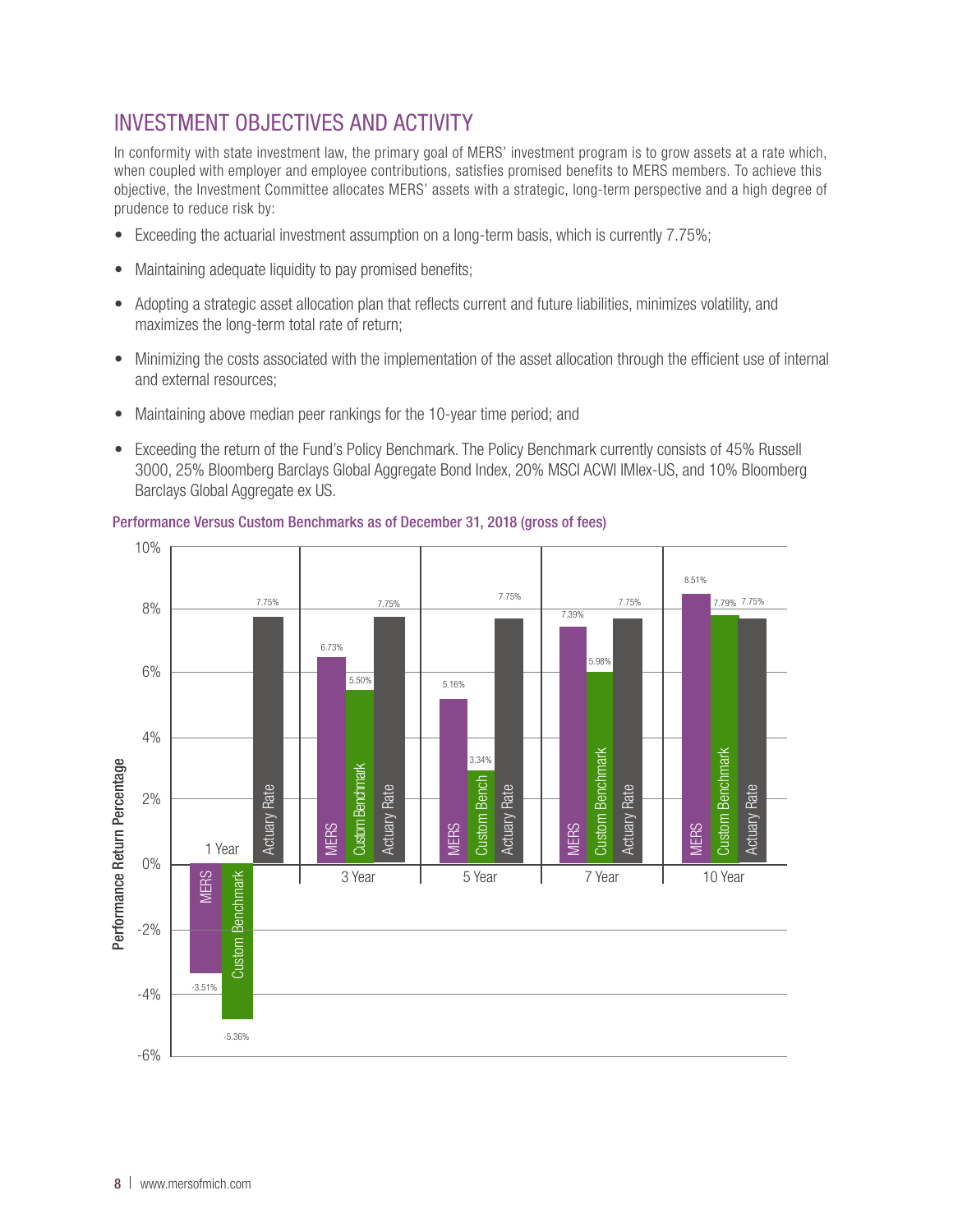## INVESTMENT OBJECTIVES AND ACTIVITY

In conformity with state investment law, the primary goal of MERS' investment program is to grow assets at a rate which, when coupled with employer and employee contributions, satisfies promised benefits to MERS members. To achieve this objective, the Investment Committee allocates MERS' assets with a strategic, long-term perspective and a high degree of prudence to reduce risk by:

- Exceeding the actuarial investment assumption on a long-term basis, which is currently 7.75%;
- Maintaining adequate liquidity to pay promised benefits;
- Adopting a strategic asset allocation plan that reflects current and future liabilities, minimizes volatility, and maximizes the long-term total rate of return;
- Minimizing the costs associated with the implementation of the asset allocation through the efficient use of internal and external resources;
- Maintaining above median peer rankings for the 10-year time period; and
- Exceeding the return of the Fund's Policy Benchmark. The Policy Benchmark currently consists of 45% Russell 3000, 25% Bloomberg Barclays Global Aggregate Bond Index, 20% MSCI ACWI IMIex-US, and 10% Bloomberg Barclays Global Aggregate ex US.

**Performance Versus Custom Benchmarks as of December 31, 2018 (gross of fees)**

Performance Return Percentage

10%
8%
6%
4%
2%
0%
-2%
-4%
-6%

1 Year: MERS -3.51%, Custom Benchmark -5.36%, Actuary Rate 7.75%

3 Year: MERS 6.73%, Custom Benchmark 5.50%, Actuary Rate 7.75%

5 Year: MERS 5.16%, Custom Bench 3.34%, Actuary Rate 7.75%

7 Year: MERS 7.39%, Custom Benchmark 5.98%, Actuary Rate 7.75%

10 Year: MERS 8.51%, Custom Benchmark 7.79%, Actuary Rate 7.75%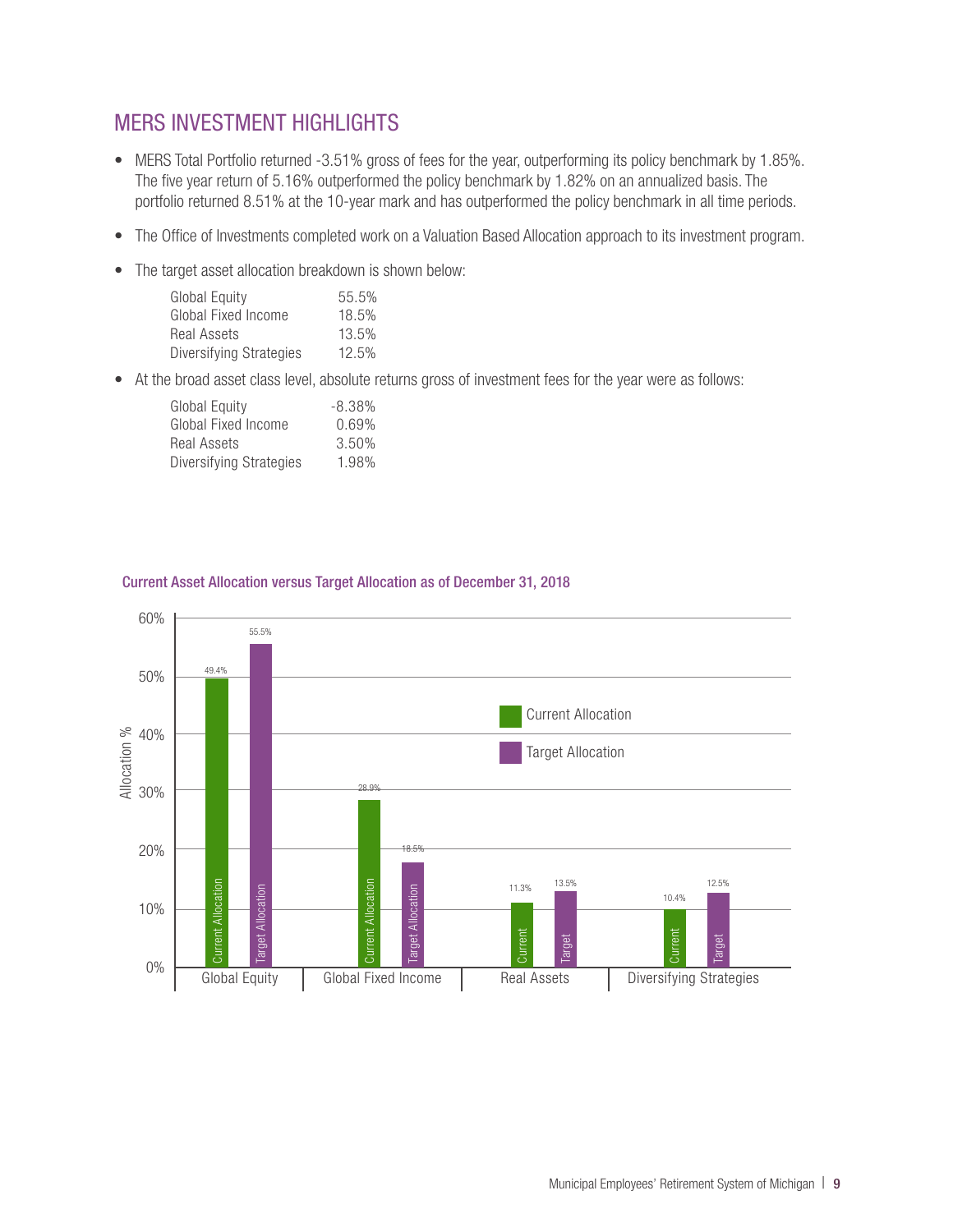## MERS INVESTMENT HIGHLIGHTS

- MERS Total Portfolio returned -3.51% gross of fees for the year, outperforming its policy benchmark by 1.85%. The five year return of 5.16% outperformed the policy benchmark by 1.82% on an annualized basis. The portfolio returned 8.51% at the 10-year mark and has outperformed the policy benchmark in all time periods.
- The Office of Investments completed work on a Valuation Based Allocation approach to its investment program.
- The target asset allocation breakdown is shown below:

| | |
|---|---|
| Global Equity | 55.5% |
| Global Fixed Income | 18.5% |
| Real Assets | 13.5% |
| Diversifying Strategies | 12.5% |

- At the broad asset class level, absolute returns gross of investment fees for the year were as follows:

| | |
|---|---|
| Global Equity | -8.38% |
| Global Fixed Income | 0.69% |
| Real Assets | 3.50% |
| Diversifying Strategies | 1.98% |

**Current Asset Allocation versus Target Allocation as of December 31, 2018**

Allocation %

0%
10%
20%
30%
40%
50%
60%

Current Allocation
Target Allocation

Global Equity
Current Allocation 49.4%
Target Allocation 55.5%

Global Fixed Income
Current Allocation 28.9%
Target Allocation 18.5%

Real Assets
Current 11.3%
Target 13.5%

Diversifying Strategies
Current 10.4%
Target 12.5%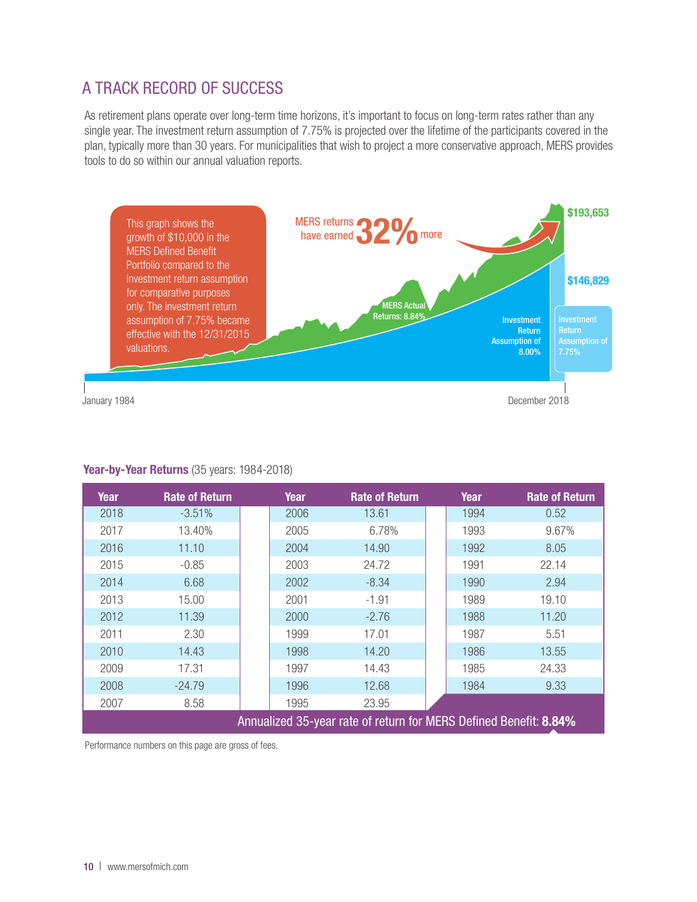# A TRACK RECORD OF SUCCESS

As retirement plans operate over long-term time horizons, it's important to focus on long-term rates rather than any single year. The investment return assumption of 7.75% is projected over the lifetime of the participants covered in the plan, typically more than 30 years. For municipalities that wish to project a more conservative approach, MERS provides tools to do so within our annual valuation reports.

This graph shows the growth of $10,000 in the MERS Defined Benefit Portfolio compared to the investment return assumption for comparative purposes only. The investment return assumption of 7.75% became effective with the 12/31/2015 valuations.

MERS returns have earned 32% more

$193,653

$146,829

MERS Actual Returns: 8.84%

Investment Return Assumption of 8.00%

Investment Return Assumption of 7.75%

January 1984

December 2018

**Year-by-Year Returns** (35 years: 1984-2018)

| Year | Rate of Return | Year | Rate of Return | Year | Rate of Return |
|---|---|---|---|---|---|
| 2018 | -3.51% | 2006 | 13.61 | 1994 | 0.52 |
| 2017 | 13.40% | 2005 | 6.78% | 1993 | 9.67% |
| 2016 | 11.10 | 2004 | 14.90 | 1992 | 8.05 |
| 2015 | -0.85 | 2003 | 24.72 | 1991 | 22.14 |
| 2014 | 6.68 | 2002 | -8.34 | 1990 | 2.94 |
| 2013 | 15.00 | 2001 | -1.91 | 1989 | 19.10 |
| 2012 | 11.39 | 2000 | -2.76 | 1988 | 11.20 |
| 2011 | 2.30 | 1999 | 17.01 | 1987 | 5.51 |
| 2010 | 14.43 | 1998 | 14.20 | 1986 | 13.55 |
| 2009 | 17.31 | 1997 | 14.43 | 1985 | 24.33 |
| 2008 | -24.79 | 1996 | 12.68 | 1984 | 9.33 |
| 2007 | 8.58 | 1995 | 23.95 | | |

Annualized 35-year rate of return for MERS Defined Benefit: **8.84%**

Performance numbers on this page are gross of fees.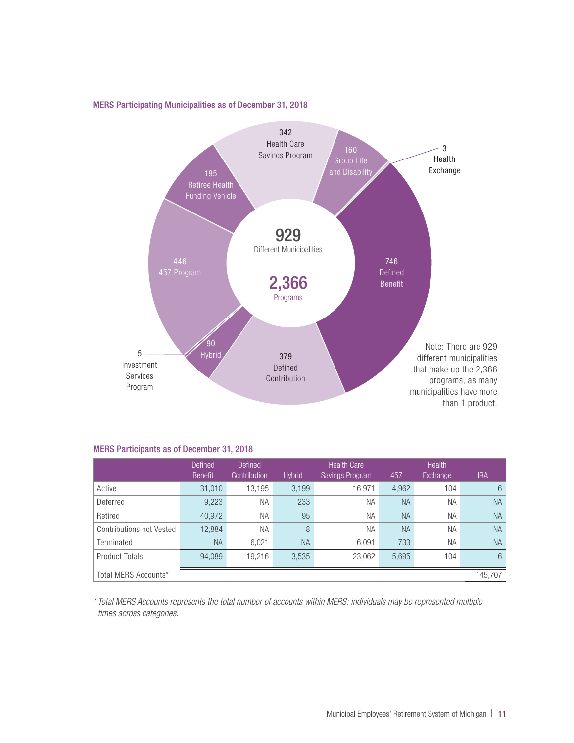## MERS Participating Municipalities as of December 31, 2018

342
Health Care Savings Program

160
Group Life and Disability

3
Health Exchange

195
Retiree Health Funding Vehicle

929
Different Municipalities

2,366
Programs

446
457 Program

746
Defined Benefit

90
Hybrid

5
Investment Services Program

379
Defined Contribution

Note: There are 929 different municipalities that make up the 2,366 programs, as many municipalities have more than 1 product.

## MERS Participants as of December 31, 2018

| | Defined Benefit | Defined Contribution | Hybrid | Health Care Savings Program | 457 | Health Exchange | IRA |
|---|---|---|---|---|---|---|---|
| Active | 31,010 | 13,195 | 3,199 | 16,971 | 4,962 | 104 | 6 |
| Deferred | 9,223 | NA | 233 | NA | NA | NA | NA |
| Retired | 40,972 | NA | 95 | NA | NA | NA | NA |
| Contributions not Vested | 12,884 | NA | 8 | NA | NA | NA | NA |
| Terminated | NA | 6,021 | NA | 6,091 | 733 | NA | NA |
| Product Totals | 94,089 | 19,216 | 3,535 | 23,062 | 5,695 | 104 | 6 |
| Total MERS Accounts* | | | | | | | 145,707 |

*\* Total MERS Accounts represents the total number of accounts within MERS; individuals may be represented multiple times across categories.*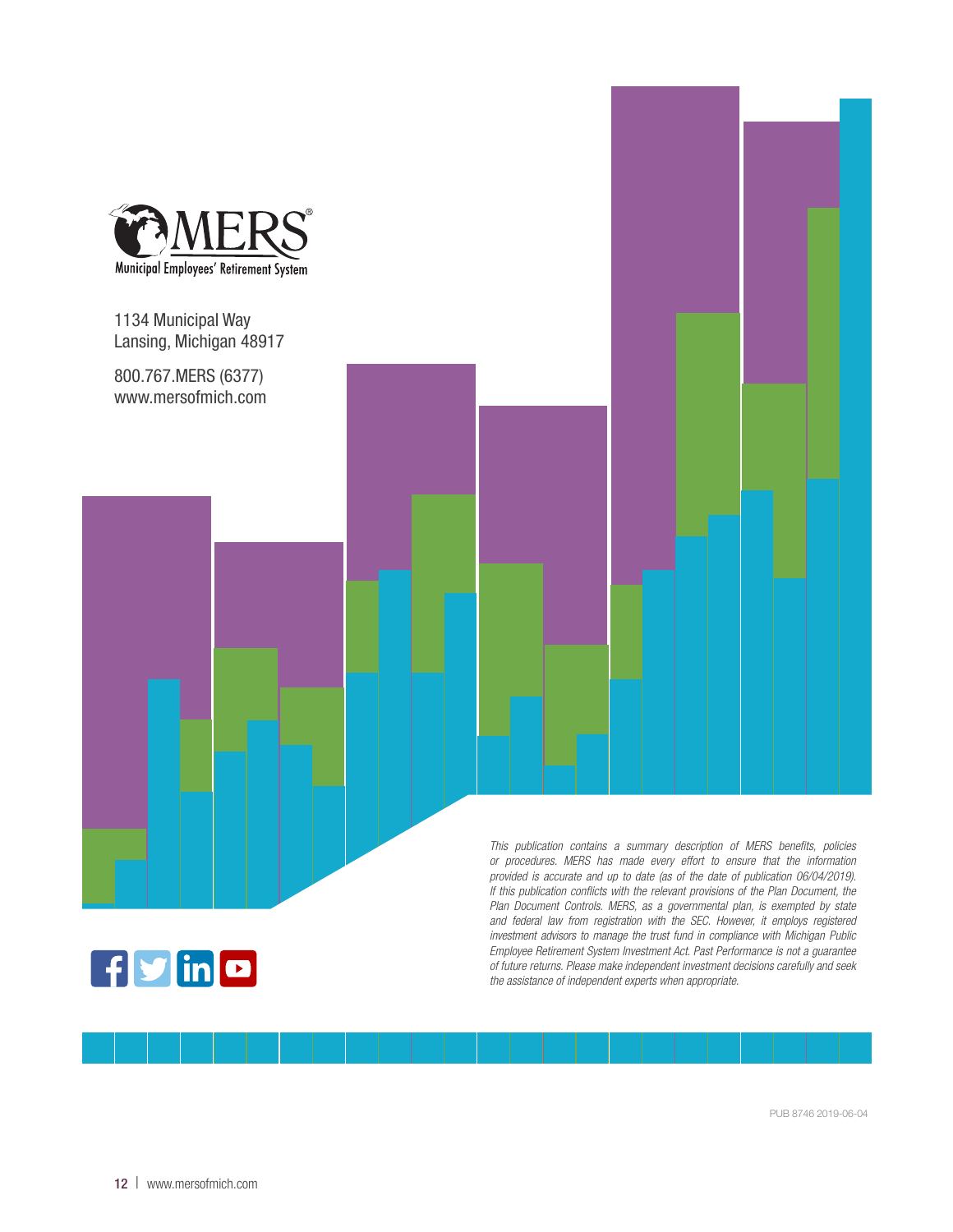MERS®

Municipal Employees' Retirement System

1134 Municipal Way
Lansing, Michigan 48917

800.767.MERS (6377)
www.mersofmich.com

*This publication contains a summary description of MERS benefits, policies or procedures. MERS has made every effort to ensure that the information provided is accurate and up to date (as of the date of publication 06/04/2019). If this publication conflicts with the relevant provisions of the Plan Document, the Plan Document Controls. MERS, as a governmental plan, is exempted by state and federal law from registration with the SEC. However, it employs registered investment advisors to manage the trust fund in compliance with Michigan Public Employee Retirement System Investment Act. Past Performance is not a guarantee of future returns. Please make independent investment decisions carefully and seek the assistance of independent experts when appropriate.*

PUB 8746 2019-06-04